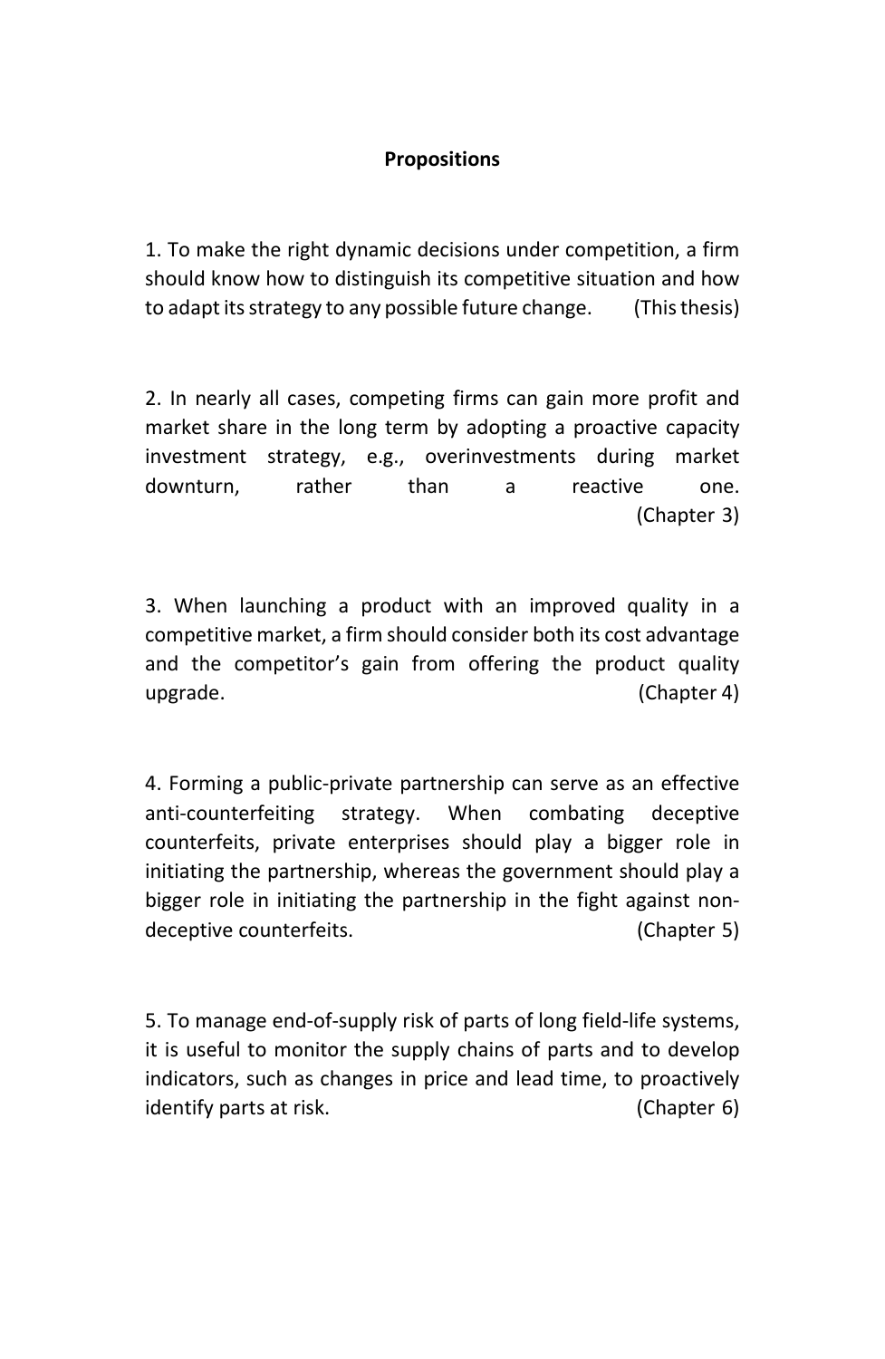# Propositions

1. To make the right dynamic decisions under competition, a firm should know how to distinguish its competitive situation and how to adapt its strategy to any possible future change. (This thesis)

2. In nearly all cases, competing firms can gain more profit and market share in the long term by adopting a proactive capacity investment strategy, e.g., overinvestments during market downturn, rather than a reactive one. (Chapter 3)

3. When launching a product with an improved quality in a competitive market, a firm should consider both its cost advantage and the competitor's gain from offering the product quality upgrade. (Chapter 4)

4. Forming a public-private partnership can serve as an effective anti-counterfeiting strategy. When combating deceptive counterfeits, private enterprises should play a bigger role in initiating the partnership, whereas the government should play a bigger role in initiating the partnership in the fight against non-deceptive counterfeits. (Chapter 5)

5. To manage end-of-supply risk of parts of long field-life systems, it is useful to monitor the supply chains of parts and to develop indicators, such as changes in price and lead time, to proactively identify parts at risk. (Chapter 6)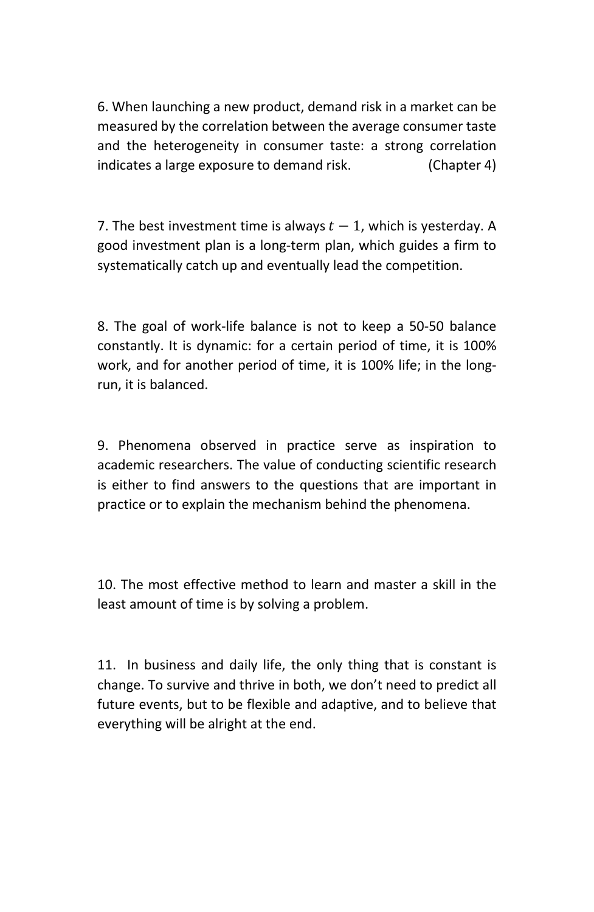6. When launching a new product, demand risk in a market can be measured by the correlation between the average consumer taste and the heterogeneity in consumer taste: a strong correlation indicates a large exposure to demand risk. (Chapter 4)

7. The best investment time is always $t - 1$, which is yesterday. A good investment plan is a long-term plan, which guides a firm to systematically catch up and eventually lead the competition.

8. The goal of work-life balance is not to keep a 50-50 balance constantly. It is dynamic: for a certain period of time, it is 100% work, and for another period of time, it is 100% life; in the long-run, it is balanced.

9. Phenomena observed in practice serve as inspiration to academic researchers. The value of conducting scientific research is either to find answers to the questions that are important in practice or to explain the mechanism behind the phenomena.

10. The most effective method to learn and master a skill in the least amount of time is by solving a problem.

11. In business and daily life, the only thing that is constant is change. To survive and thrive in both, we don't need to predict all future events, but to be flexible and adaptive, and to believe that everything will be alright at the end.